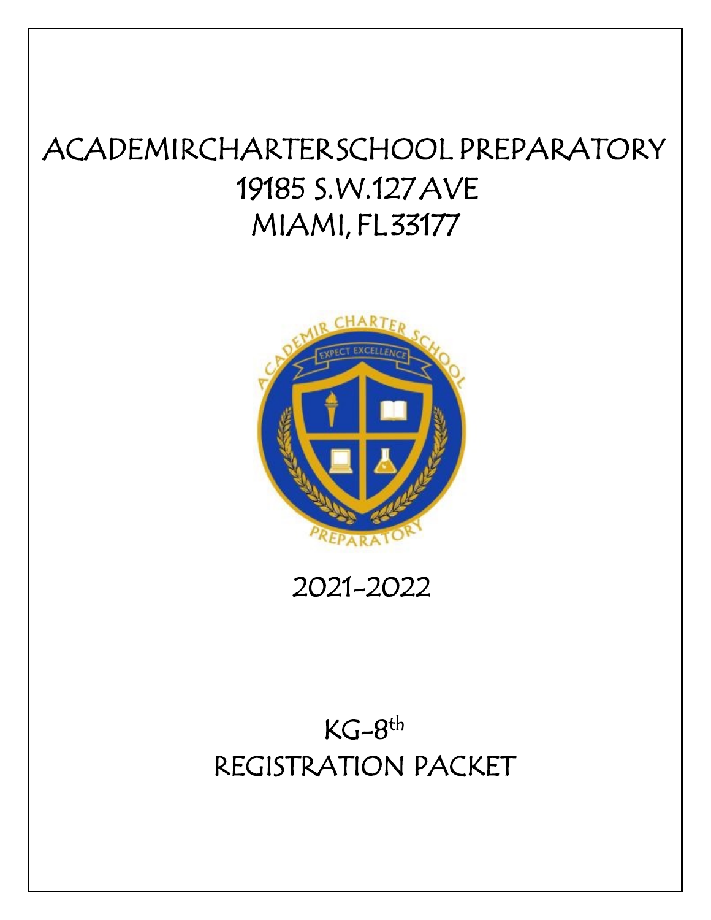# ACADEMIR CHARTER SCHOOL PREPARATORY

## 19185 S.W. 127 AVE

## MIAMI, FL 33177

## 2021-2022

## KG-8th

## REGISTRATION PACKET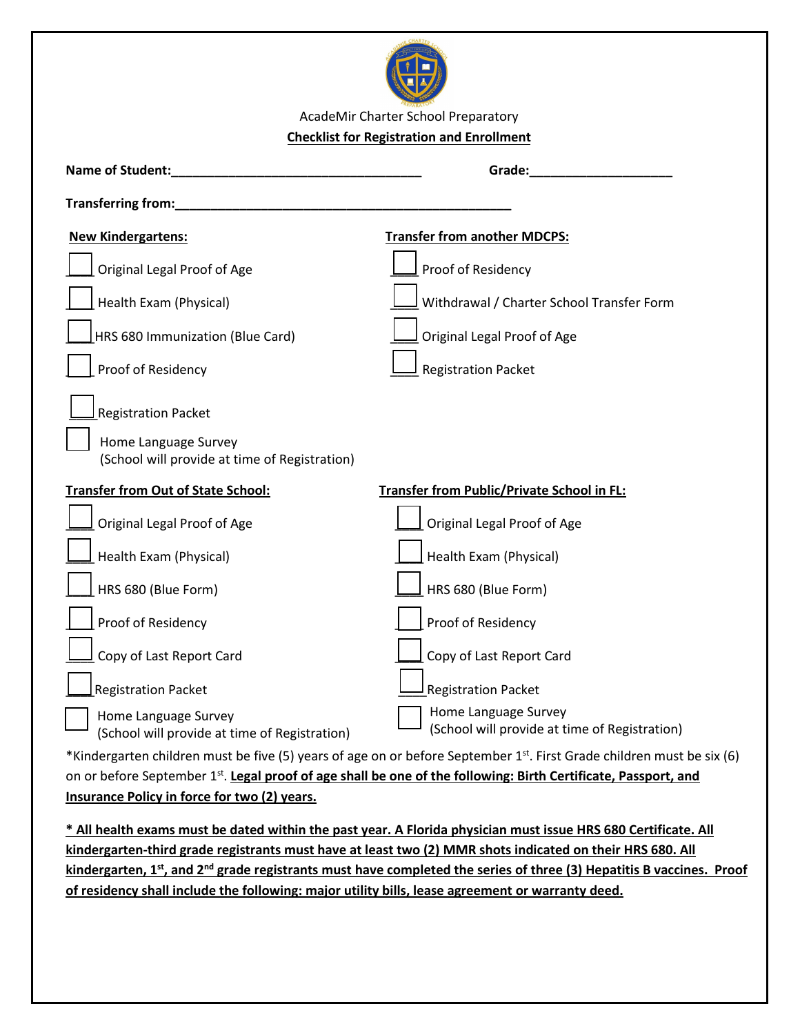AcadeMir Charter School Preparatory

**Checklist for Registration and Enrollment**

**Name of Student:**___________________________________ **Grade:**____________________

**Transferring from:**_______________________________________________

**New Kindergartens:**

- ☐ Original Legal Proof of Age
- ☐ Health Exam (Physical)
- ☐ HRS 680 Immunization (Blue Card)
- ☐ Proof of Residency
- ☐ Registration Packet
- ☐ Home Language Survey (School will provide at time of Registration)

**Transfer from another MDCPS:**

- ☐ Proof of Residency
- ☐ Withdrawal / Charter School Transfer Form
- ☐ Original Legal Proof of Age
- ☐ Registration Packet

**Transfer from Out of State School:**

- ☐ Original Legal Proof of Age
- ☐ Health Exam (Physical)
- ☐ HRS 680 (Blue Form)
- ☐ Proof of Residency
- ☐ Copy of Last Report Card
- ☐ Registration Packet
- ☐ Home Language Survey (School will provide at time of Registration)

**Transfer from Public/Private School in FL:**

- ☐ Original Legal Proof of Age
- ☐ Health Exam (Physical)
- ☐ HRS 680 (Blue Form)
- ☐ Proof of Residency
- ☐ Copy of Last Report Card
- ☐ Registration Packet
- ☐ Home Language Survey (School will provide at time of Registration)

*Kindergarten children must be five (5) years of age on or before September 1st. First Grade children must be six (6) on or before September 1st. **Legal proof of age shall be one of the following: Birth Certificate, Passport, and Insurance Policy in force for two (2) years.**

*** All health exams must be dated within the past year. A Florida physician must issue HRS 680 Certificate. All kindergarten-third grade registrants must have at least two (2) MMR shots indicated on their HRS 680. All kindergarten, 1st, and 2nd grade registrants must have completed the series of three (3) Hepatitis B vaccines. Proof of residency shall include the following: major utility bills, lease agreement or warranty deed.**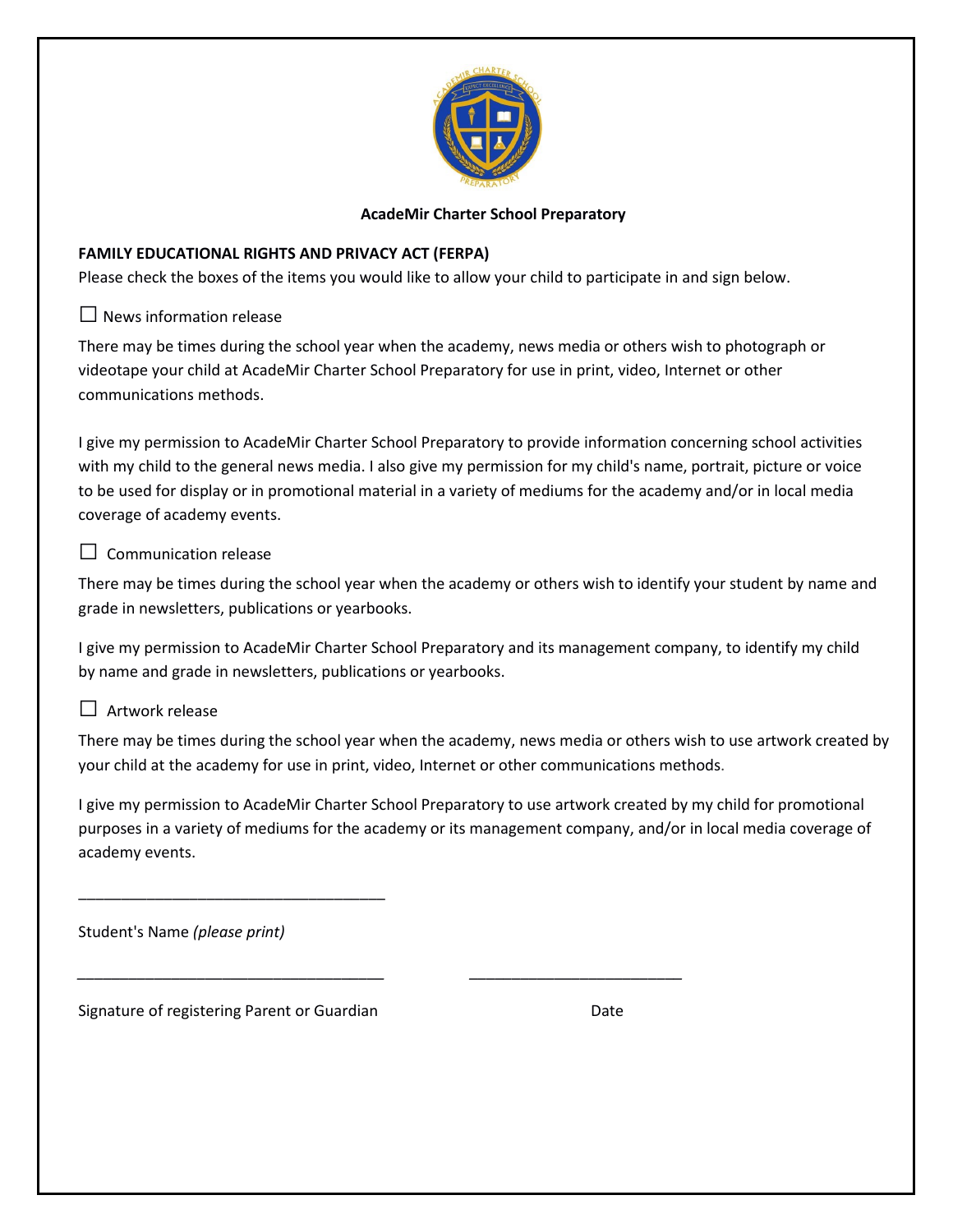**AcadeMir Charter School Preparatory**

**FAMILY EDUCATIONAL RIGHTS AND PRIVACY ACT (FERPA)**

Please check the boxes of the items you would like to allow your child to participate in and sign below.

☐ News information release

There may be times during the school year when the academy, news media or others wish to photograph or videotape your child at AcadeMir Charter School Preparatory for use in print, video, Internet or other communications methods.

I give my permission to AcadeMir Charter School Preparatory to provide information concerning school activities with my child to the general news media. I also give my permission for my child's name, portrait, picture or voice to be used for display or in promotional material in a variety of mediums for the academy and/or in local media coverage of academy events.

☐ Communication release

There may be times during the school year when the academy or others wish to identify your student by name and grade in newsletters, publications or yearbooks.

I give my permission to AcadeMir Charter School Preparatory and its management company, to identify my child by name and grade in newsletters, publications or yearbooks.

☐ Artwork release

There may be times during the school year when the academy, news media or others wish to use artwork created by your child at the academy for use in print, video, Internet or other communications methods.

I give my permission to AcadeMir Charter School Preparatory to use artwork created by my child for promotional purposes in a variety of mediums for the academy or its management company, and/or in local media coverage of academy events.

____________________________________

Student's Name *(please print)*

____________________________________ &nbsp;&nbsp;&nbsp;&nbsp;&nbsp;&nbsp;&nbsp;&nbsp; _________________________

Signature of registering Parent or Guardian &nbsp;&nbsp;&nbsp;&nbsp;&nbsp;&nbsp;&nbsp;&nbsp; Date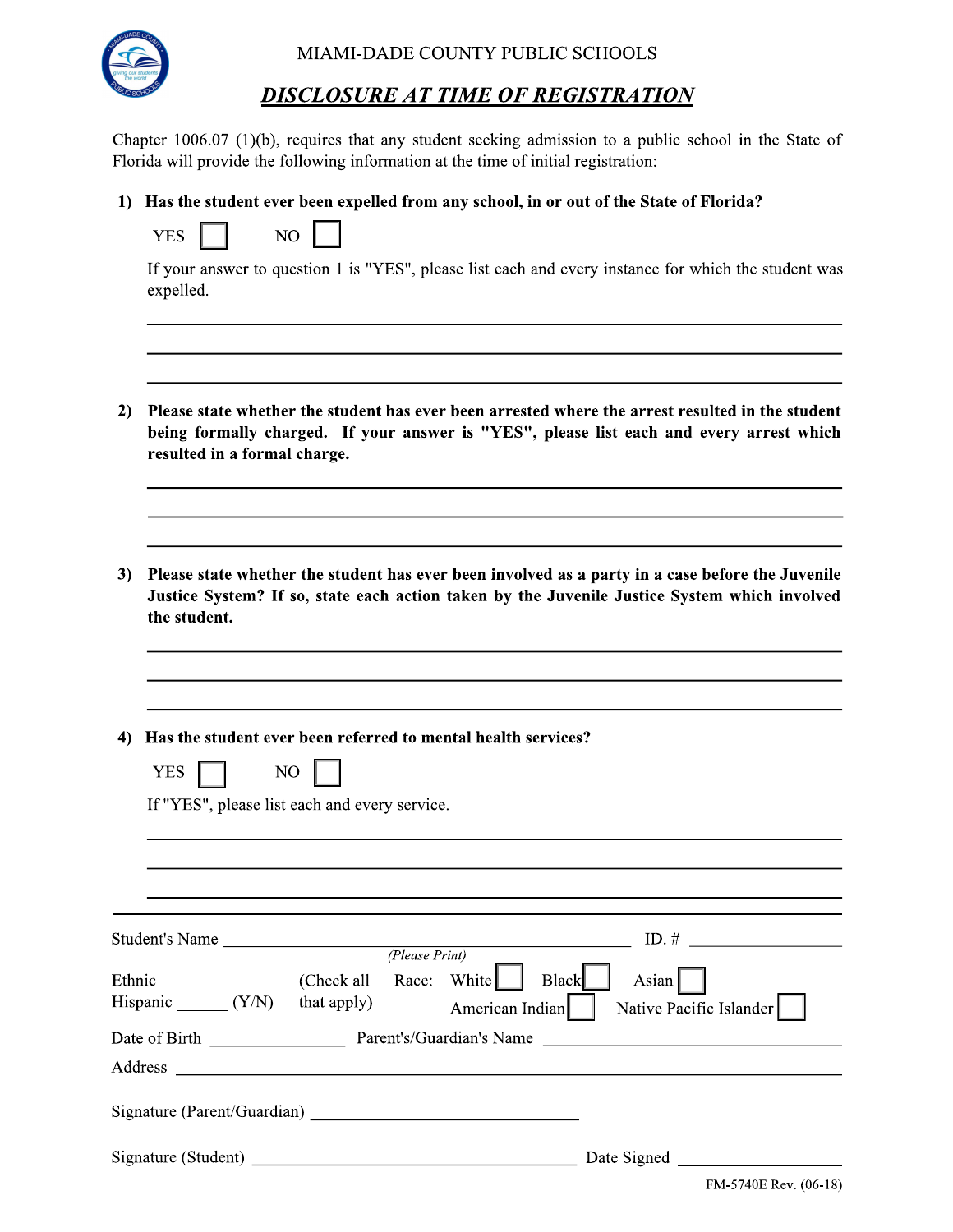MIAMI-DADE COUNTY PUBLIC SCHOOLS

## ***DISCLOSURE AT TIME OF REGISTRATION***

Chapter 1006.07 (1)(b), requires that any student seeking admission to a public school in the State of Florida will provide the following information at the time of initial registration:

**1) Has the student ever been expelled from any school, in or out of the State of Florida?**

YES ☐ NO ☐

If your answer to question 1 is "YES", please list each and every instance for which the student was expelled.

\_\_\_\_\_\_\_\_\_\_\_\_\_\_\_\_\_\_\_\_\_\_\_\_\_\_\_\_\_\_\_\_\_\_\_\_\_\_\_\_\_\_\_\_\_\_\_\_\_\_\_\_\_\_\_\_\_\_\_\_\_\_\_\_\_\_\_\_\_\_\_\_

\_\_\_\_\_\_\_\_\_\_\_\_\_\_\_\_\_\_\_\_\_\_\_\_\_\_\_\_\_\_\_\_\_\_\_\_\_\_\_\_\_\_\_\_\_\_\_\_\_\_\_\_\_\_\_\_\_\_\_\_\_\_\_\_\_\_\_\_\_\_\_\_

\_\_\_\_\_\_\_\_\_\_\_\_\_\_\_\_\_\_\_\_\_\_\_\_\_\_\_\_\_\_\_\_\_\_\_\_\_\_\_\_\_\_\_\_\_\_\_\_\_\_\_\_\_\_\_\_\_\_\_\_\_\_\_\_\_\_\_\_\_\_\_\_

**2) Please state whether the student has ever been arrested where the arrest resulted in the student being formally charged. If your answer is "YES", please list each and every arrest which resulted in a formal charge.**

\_\_\_\_\_\_\_\_\_\_\_\_\_\_\_\_\_\_\_\_\_\_\_\_\_\_\_\_\_\_\_\_\_\_\_\_\_\_\_\_\_\_\_\_\_\_\_\_\_\_\_\_\_\_\_\_\_\_\_\_\_\_\_\_\_\_\_\_\_\_\_\_

\_\_\_\_\_\_\_\_\_\_\_\_\_\_\_\_\_\_\_\_\_\_\_\_\_\_\_\_\_\_\_\_\_\_\_\_\_\_\_\_\_\_\_\_\_\_\_\_\_\_\_\_\_\_\_\_\_\_\_\_\_\_\_\_\_\_\_\_\_\_\_\_

\_\_\_\_\_\_\_\_\_\_\_\_\_\_\_\_\_\_\_\_\_\_\_\_\_\_\_\_\_\_\_\_\_\_\_\_\_\_\_\_\_\_\_\_\_\_\_\_\_\_\_\_\_\_\_\_\_\_\_\_\_\_\_\_\_\_\_\_\_\_\_\_

**3) Please state whether the student has ever been involved as a party in a case before the Juvenile Justice System? If so, state each action taken by the Juvenile Justice System which involved the student.**

\_\_\_\_\_\_\_\_\_\_\_\_\_\_\_\_\_\_\_\_\_\_\_\_\_\_\_\_\_\_\_\_\_\_\_\_\_\_\_\_\_\_\_\_\_\_\_\_\_\_\_\_\_\_\_\_\_\_\_\_\_\_\_\_\_\_\_\_\_\_\_\_

\_\_\_\_\_\_\_\_\_\_\_\_\_\_\_\_\_\_\_\_\_\_\_\_\_\_\_\_\_\_\_\_\_\_\_\_\_\_\_\_\_\_\_\_\_\_\_\_\_\_\_\_\_\_\_\_\_\_\_\_\_\_\_\_\_\_\_\_\_\_\_\_

\_\_\_\_\_\_\_\_\_\_\_\_\_\_\_\_\_\_\_\_\_\_\_\_\_\_\_\_\_\_\_\_\_\_\_\_\_\_\_\_\_\_\_\_\_\_\_\_\_\_\_\_\_\_\_\_\_\_\_\_\_\_\_\_\_\_\_\_\_\_\_\_

**4) Has the student ever been referred to mental health services?**

YES ☐ NO ☐

If "YES", please list each and every service.

\_\_\_\_\_\_\_\_\_\_\_\_\_\_\_\_\_\_\_\_\_\_\_\_\_\_\_\_\_\_\_\_\_\_\_\_\_\_\_\_\_\_\_\_\_\_\_\_\_\_\_\_\_\_\_\_\_\_\_\_\_\_\_\_\_\_\_\_\_\_\_\_

\_\_\_\_\_\_\_\_\_\_\_\_\_\_\_\_\_\_\_\_\_\_\_\_\_\_\_\_\_\_\_\_\_\_\_\_\_\_\_\_\_\_\_\_\_\_\_\_\_\_\_\_\_\_\_\_\_\_\_\_\_\_\_\_\_\_\_\_\_\_\_\_

\_\_\_\_\_\_\_\_\_\_\_\_\_\_\_\_\_\_\_\_\_\_\_\_\_\_\_\_\_\_\_\_\_\_\_\_\_\_\_\_\_\_\_\_\_\_\_\_\_\_\_\_\_\_\_\_\_\_\_\_\_\_\_\_\_\_\_\_\_\_\_\_

---

Student's Name \_\_\_\_\_\_\_\_\_\_\_\_\_\_\_\_\_\_\_\_\_\_\_\_\_\_\_\_\_\_\_\_\_\_\_\_\_\_ ID. # \_\_\_\_\_\_\_\_\_\_\_\_\_\_\_
*(Please Print)*

Ethnic Hispanic \_\_\_\_\_\_ (Y/N) (Check all that apply) Race: White ☐ Black ☐ Asian ☐ American Indian ☐ Native Pacific Islander ☐

Date of Birth \_\_\_\_\_\_\_\_\_\_\_\_\_\_ Parent's/Guardian's Name \_\_\_\_\_\_\_\_\_\_\_\_\_\_\_\_\_\_\_\_\_\_\_\_\_\_\_\_\_\_

Address \_\_\_\_\_\_\_\_\_\_\_\_\_\_\_\_\_\_\_\_\_\_\_\_\_\_\_\_\_\_\_\_\_\_\_\_\_\_\_\_\_\_\_\_\_\_\_\_\_\_\_\_\_\_\_\_\_\_\_\_\_\_\_\_

Signature (Parent/Guardian) \_\_\_\_\_\_\_\_\_\_\_\_\_\_\_\_\_\_\_\_\_\_\_\_\_\_\_\_\_\_

Signature (Student) \_\_\_\_\_\_\_\_\_\_\_\_\_\_\_\_\_\_\_\_\_\_\_\_\_\_\_\_\_\_\_\_\_\_\_\_ Date Signed \_\_\_\_\_\_\_\_\_\_\_\_\_\_\_\_

FM-5740E Rev. (06-18)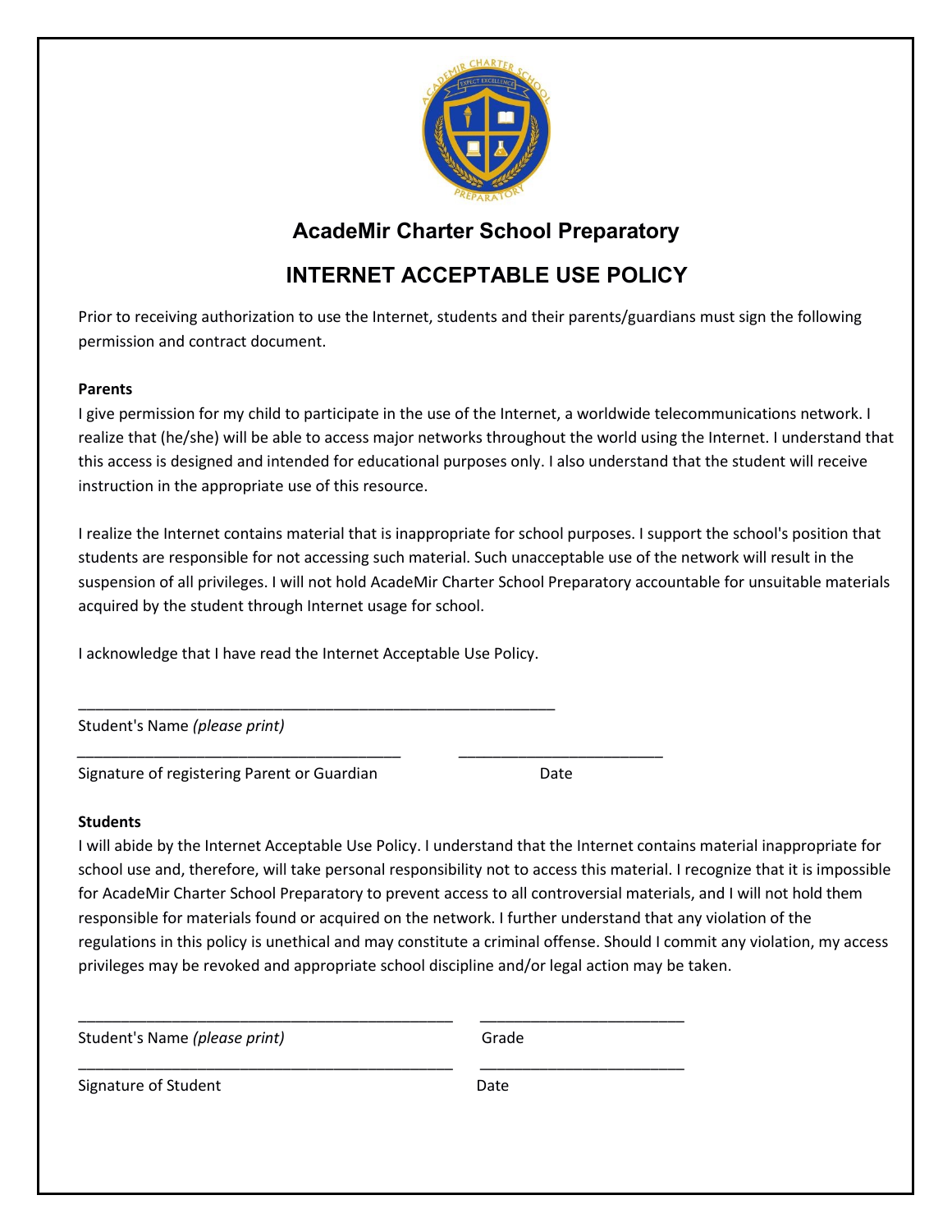# AcadeMir Charter School Preparatory

## INTERNET ACCEPTABLE USE POLICY

Prior to receiving authorization to use the Internet, students and their parents/guardians must sign the following permission and contract document.

**Parents**

I give permission for my child to participate in the use of the Internet, a worldwide telecommunications network. I realize that (he/she) will be able to access major networks throughout the world using the Internet. I understand that this access is designed and intended for educational purposes only. I also understand that the student will receive instruction in the appropriate use of this resource.

I realize the Internet contains material that is inappropriate for school purposes. I support the school's position that students are responsible for not accessing such material. Such unacceptable use of the network will result in the suspension of all privileges. I will not hold AcadeMir Charter School Preparatory accountable for unsuitable materials acquired by the student through Internet usage for school.

I acknowledge that I have read the Internet Acceptable Use Policy.

_______________________________________________________

Student's Name *(please print)*

_____________________________________ _______________________

Signature of registering Parent or Guardian Date

**Students**

I will abide by the Internet Acceptable Use Policy. I understand that the Internet contains material inappropriate for school use and, therefore, will take personal responsibility not to access this material. I recognize that it is impossible for AcadeMir Charter School Preparatory to prevent access to all controversial materials, and I will not hold them responsible for materials found or acquired on the network. I further understand that any violation of the regulations in this policy is unethical and may constitute a criminal offense. Should I commit any violation, my access privileges may be revoked and appropriate school discipline and/or legal action may be taken.

___________________________________________ _______________________

Student's Name *(please print)* Grade

___________________________________________ _______________________

Signature of Student Date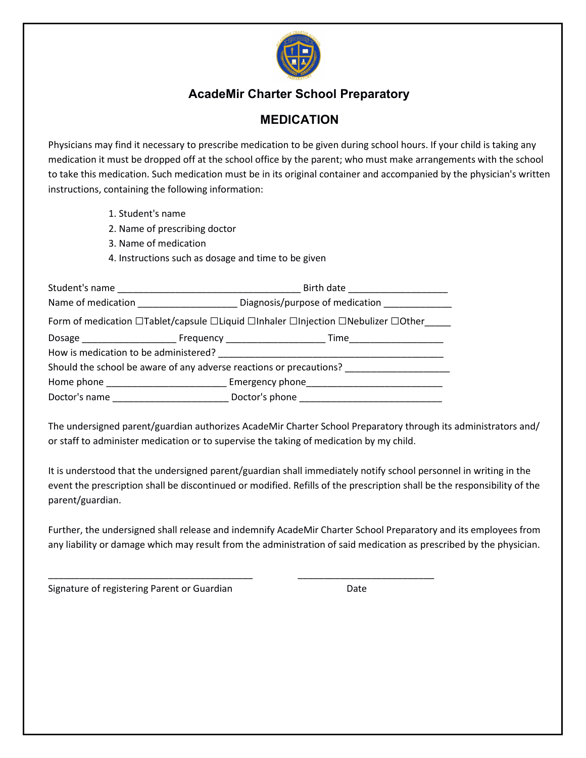# AcadeMir Charter School Preparatory

## MEDICATION

Physicians may find it necessary to prescribe medication to be given during school hours. If your child is taking any medication it must be dropped off at the school office by the parent; who must make arrangements with the school to take this medication. Such medication must be in its original container and accompanied by the physician's written instructions, containing the following information:

1. Student's name
2. Name of prescribing doctor
3. Name of medication
4. Instructions such as dosage and time to be given

Student's name ___________________________________ Birth date ___________________

Name of medication ___________________ Diagnosis/purpose of medication _____________

Form of medication ☐Tablet/capsule ☐Liquid ☐Inhaler ☐Injection ☐Nebulizer ☐Other_____

Dosage __________________ Frequency ___________________ Time__________________

How is medication to be administered? ___________________________________________

Should the school be aware of any adverse reactions or precautions? ___________________

Home phone _______________________ Emergency phone__________________________

Doctor's name ______________________ Doctor's phone ___________________________

The undersigned parent/guardian authorizes AcadeMir Charter School Preparatory through its administrators and/ or staff to administer medication or to supervise the taking of medication by my child.

It is understood that the undersigned parent/guardian shall immediately notify school personnel in writing in the event the prescription shall be discontinued or modified. Refills of the prescription shall be the responsibility of the parent/guardian.

Further, the undersigned shall release and indemnify AcadeMir Charter School Preparatory and its employees from any liability or damage which may result from the administration of said medication as prescribed by the physician.

_______________________________________ __________________________

Signature of registering Parent or Guardian Date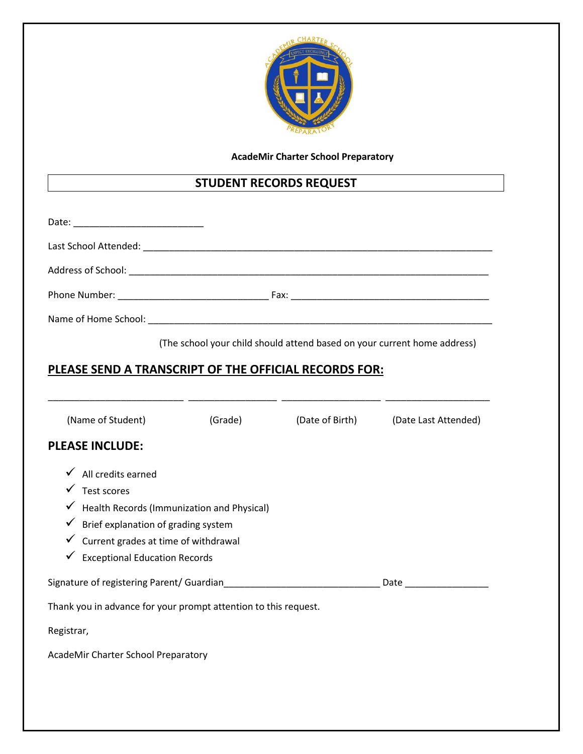**AcadeMir Charter School Preparatory**

## STUDENT RECORDS REQUEST

Date: ________________________

Last School Attended: ________________________________________________________________

Address of School: __________________________________________________________________

Phone Number: ____________________________ Fax: ____________________________________

Name of Home School: ______________________________________________________________

(The school your child should attend based on your current home address)

## PLEASE SEND A TRANSCRIPT OF THE OFFICIAL RECORDS FOR:

_________________________ ________________ __________________ ___________________

(Name of Student) (Grade) (Date of Birth) (Date Last Attended)

## PLEASE INCLUDE:

- ✓ All credits earned
- ✓ Test scores
- ✓ Health Records (Immunization and Physical)
- ✓ Brief explanation of grading system
- ✓ Current grades at time of withdrawal
- ✓ Exceptional Education Records

Signature of registering Parent/ Guardian_____________________________ Date _______________

Thank you in advance for your prompt attention to this request.

Registrar,

AcadeMir Charter School Preparatory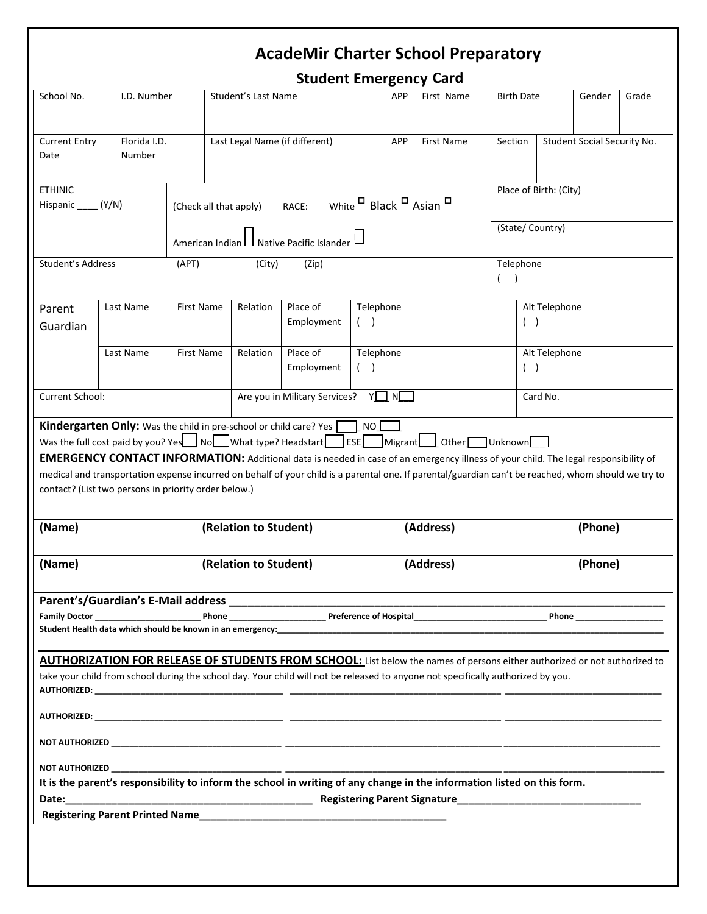# AcadeMir Charter School Preparatory

## Student Emergency Card

| School No. | I.D. Number | Student's Last Name | APP | First Name | Birth Date | Gender | Grade |
|---|---|---|---|---|---|---|---|
| | | | | | | | |
| Current Entry Date | Florida I.D. Number | Last Legal Name (if different) | APP | First Name | Section | Student Social Security No. | |
| | | | | | | | |

ETHINIC Hispanic ____ (Y/N)

(Check all that apply) RACE: White ☐ Black ☐ Asian ☐

American Indian ☐ Native Pacific Islander ☐

Place of Birth: (City)

(State/ Country)

Student's Address (APT) (City) (Zip)

Telephone ( )

| Parent Guardian | Last Name | First Name | Relation | Place of Employment | Telephone ( ) | Alt Telephone ( ) |
|---|---|---|---|---|---|---|
| | Last Name | First Name | Relation | Place of Employment | Telephone ( ) | Alt Telephone ( ) |

Current School: | Are you in Military Services? Y☐ N☐ | Card No.

**Kindergarten Only:** Was the child in pre-school or child care? Yes ☐ NO ☐

Was the full cost paid by you? Yes☐ No☐ What type? Headstart☐ ESE☐ Migrant☐ Other☐ Unknown☐

**EMERGENCY CONTACT INFORMATION:** Additional data is needed in case of an emergency illness of your child. The legal responsibility of medical and transportation expense incurred on behalf of your child is a parental one. If parental/guardian can't be reached, whom should we try to contact? (List two persons in priority order below.)

| **(Name)** | **(Relation to Student)** | **(Address)** | **(Phone)** |
|---|---|---|---|
| **(Name)** | **(Relation to Student)** | **(Address)** | **(Phone)** |

**Parent's/Guardian's E-Mail address** ______________________________________________

**Family Doctor** ____________________ **Phone** ____________________ **Preference of Hospital** ____________________________ **Phone** __________________

**Student Health data which should be known in an emergency:** ______________________________________________

**AUTHORIZATION FOR RELEASE OF STUDENTS FROM SCHOOL:** List below the names of persons either authorized or not authorized to take your child from school during the school day. Your child will not be released to anyone not specifically authorized by you.

**AUTHORIZED:** ______________________________ ______________________________ ______________________________

**AUTHORIZED:** ______________________________ ______________________________ ______________________________

**NOT AUTHORIZED** ______________________________ ______________________________ ______________________________

**NOT AUTHORIZED** ______________________________ ______________________________ ______________________________

**It is the parent's responsibility to inform the school in writing of any change in the information listed on this form.**

**Date:**____________________________________________ **Registering Parent Signature**________________________________

**Registering Parent Printed Name**____________________________________________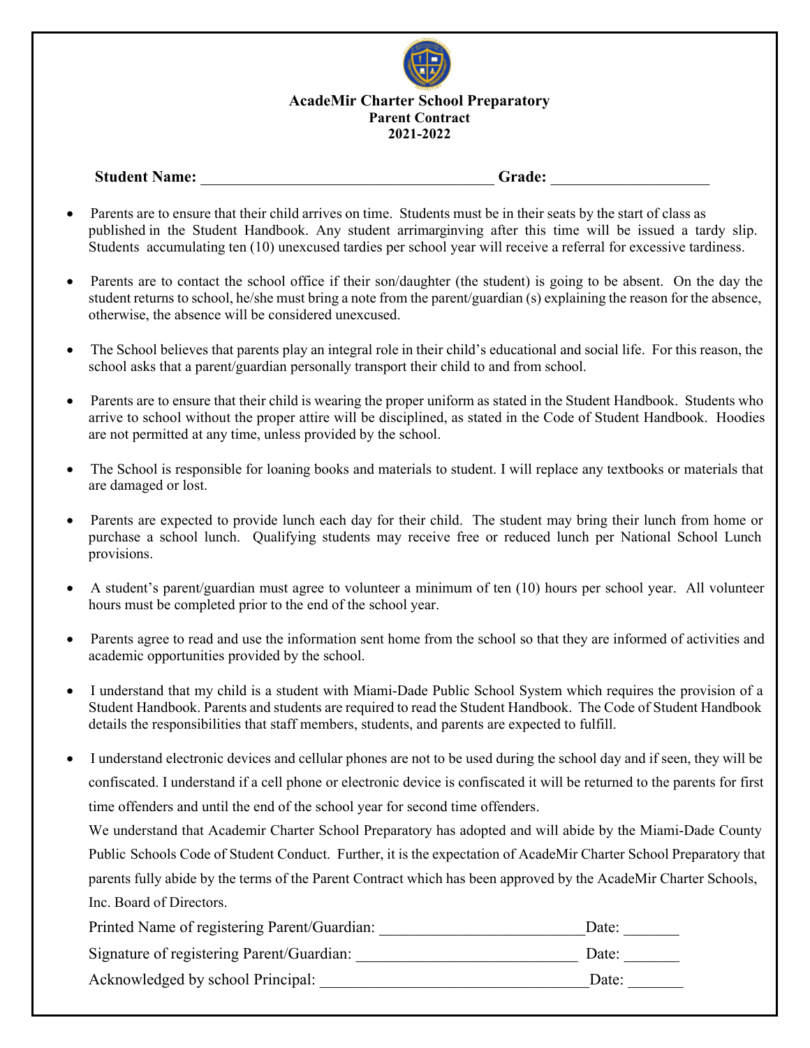**AcadeMir Charter School Preparatory**
**Parent Contract**
**2021-2022**

**Student Name:** ____________________________________ **Grade:** ___________________

- Parents are to ensure that their child arrives on time. Students must be in their seats by the start of class as published in the Student Handbook. Any student arrimarginving after this time will be issued a tardy slip. Students accumulating ten (10) unexcused tardies per school year will receive a referral for excessive tardiness.

- Parents are to contact the school office if their son/daughter (the student) is going to be absent. On the day the student returns to school, he/she must bring a note from the parent/guardian (s) explaining the reason for the absence, otherwise, the absence will be considered unexcused.

- The School believes that parents play an integral role in their child's educational and social life. For this reason, the school asks that a parent/guardian personally transport their child to and from school.

- Parents are to ensure that their child is wearing the proper uniform as stated in the Student Handbook. Students who arrive to school without the proper attire will be disciplined, as stated in the Code of Student Handbook. Hoodies are not permitted at any time, unless provided by the school.

- The School is responsible for loaning books and materials to student. I will replace any textbooks or materials that are damaged or lost.

- Parents are expected to provide lunch each day for their child. The student may bring their lunch from home or purchase a school lunch. Qualifying students may receive free or reduced lunch per National School Lunch provisions.

- A student's parent/guardian must agree to volunteer a minimum of ten (10) hours per school year. All volunteer hours must be completed prior to the end of the school year.

- Parents agree to read and use the information sent home from the school so that they are informed of activities and academic opportunities provided by the school.

- I understand that my child is a student with Miami-Dade Public School System which requires the provision of a Student Handbook. Parents and students are required to read the Student Handbook. The Code of Student Handbook details the responsibilities that staff members, students, and parents are expected to fulfill.

- I understand electronic devices and cellular phones are not to be used during the school day and if seen, they will be confiscated. I understand if a cell phone or electronic device is confiscated it will be returned to the parents for first time offenders and until the end of the school year for second time offenders.

We understand that Academir Charter School Preparatory has adopted and will abide by the Miami-Dade County Public Schools Code of Student Conduct. Further, it is the expectation of AcadeMir Charter School Preparatory that parents fully abide by the terms of the Parent Contract which has been approved by the AcadeMir Charter Schools, Inc. Board of Directors.

Printed Name of registering Parent/Guardian: __________________________ Date: _______

Signature of registering Parent/Guardian: ___________________________ Date: _______

Acknowledged by school Principal: _________________________________ Date: _______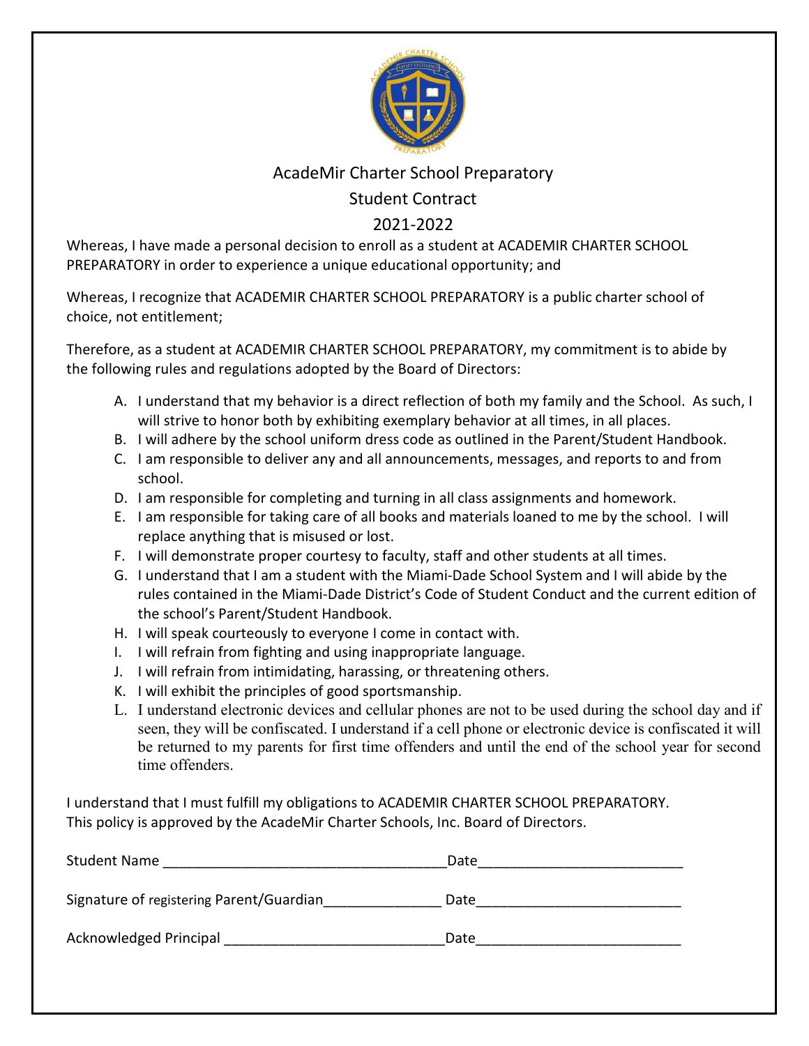# AcadeMir Charter School Preparatory

## Student Contract

## 2021-2022

Whereas, I have made a personal decision to enroll as a student at ACADEMIR CHARTER SCHOOL PREPARATORY in order to experience a unique educational opportunity; and

Whereas, I recognize that ACADEMIR CHARTER SCHOOL PREPARATORY is a public charter school of choice, not entitlement;

Therefore, as a student at ACADEMIR CHARTER SCHOOL PREPARATORY, my commitment is to abide by the following rules and regulations adopted by the Board of Directors:

A. I understand that my behavior is a direct reflection of both my family and the School. As such, I will strive to honor both by exhibiting exemplary behavior at all times, in all places.
B. I will adhere by the school uniform dress code as outlined in the Parent/Student Handbook.
C. I am responsible to deliver any and all announcements, messages, and reports to and from school.
D. I am responsible for completing and turning in all class assignments and homework.
E. I am responsible for taking care of all books and materials loaned to me by the school. I will replace anything that is misused or lost.
F. I will demonstrate proper courtesy to faculty, staff and other students at all times.
G. I understand that I am a student with the Miami-Dade School System and I will abide by the rules contained in the Miami-Dade District's Code of Student Conduct and the current edition of the school's Parent/Student Handbook.
H. I will speak courteously to everyone I come in contact with.
I. I will refrain from fighting and using inappropriate language.
J. I will refrain from intimidating, harassing, or threatening others.
K. I will exhibit the principles of good sportsmanship.
L. I understand electronic devices and cellular phones are not to be used during the school day and if seen, they will be confiscated. I understand if a cell phone or electronic device is confiscated it will be returned to my parents for first time offenders and until the end of the school year for second time offenders.

I understand that I must fulfill my obligations to ACADEMIR CHARTER SCHOOL PREPARATORY.
This policy is approved by the AcadeMir Charter Schools, Inc. Board of Directors.

Student Name ___________________________________ Date_________________________

Signature of registering Parent/Guardian______________ Date_________________________

Acknowledged Principal ___________________________ Date_________________________